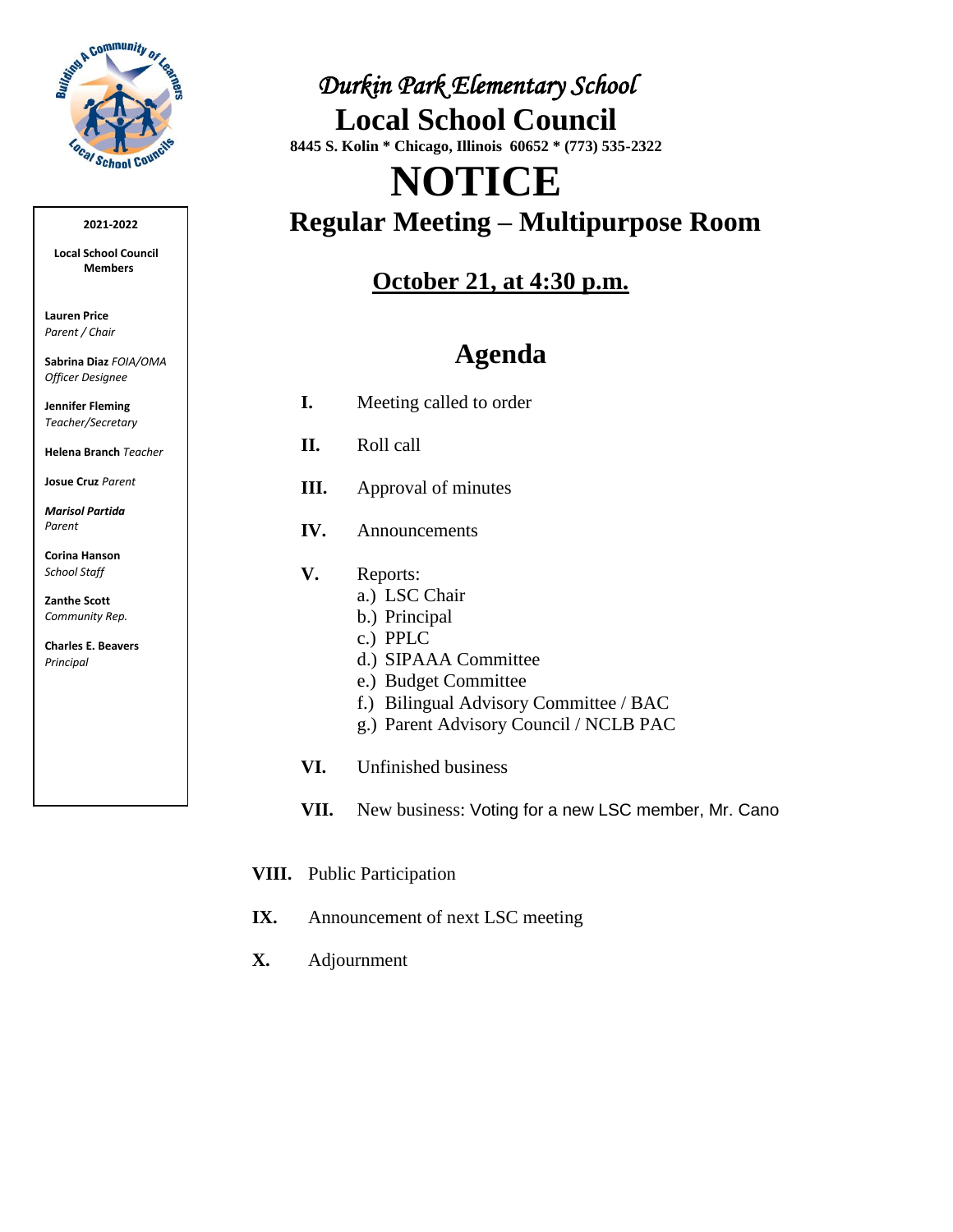# *Durkin Park Elementary School*

# Local School Council

**8445 S. Kolin * Chicago, Illinois 60652 * (773) 535-2322**

# NOTICE

## Regular Meeting – Multipurpose Room

**October 21, at 4:30 p.m.**

**2021-2022**

**Local School Council Members**

**Lauren Price**
*Parent / Chair*

**Sabrina Diaz** *FOIA/OMA Officer Designee*

**Jennifer Fleming**
*Teacher/Secretary*

**Helena Branch** *Teacher*

**Josue Cruz** *Parent*

***Marisol Partida***
*Parent*

**Corina Hanson**
*School Staff*

**Zanthe Scott**
*Community Rep.*

**Charles E. Beavers**
*Principal*

## Agenda

**I.** Meeting called to order

**II.** Roll call

**III.** Approval of minutes

**IV.** Announcements

**V.** Reports:
- a.) LSC Chair
- b.) Principal
- c.) PPLC
- d.) SIPAAA Committee
- e.) Budget Committee
- f.) Bilingual Advisory Committee / BAC
- g.) Parent Advisory Council / NCLB PAC

**VI.** Unfinished business

**VII.** New business: Voting for a new LSC member, Mr. Cano

**VIII.** Public Participation

**IX.** Announcement of next LSC meeting

**X.** Adjournment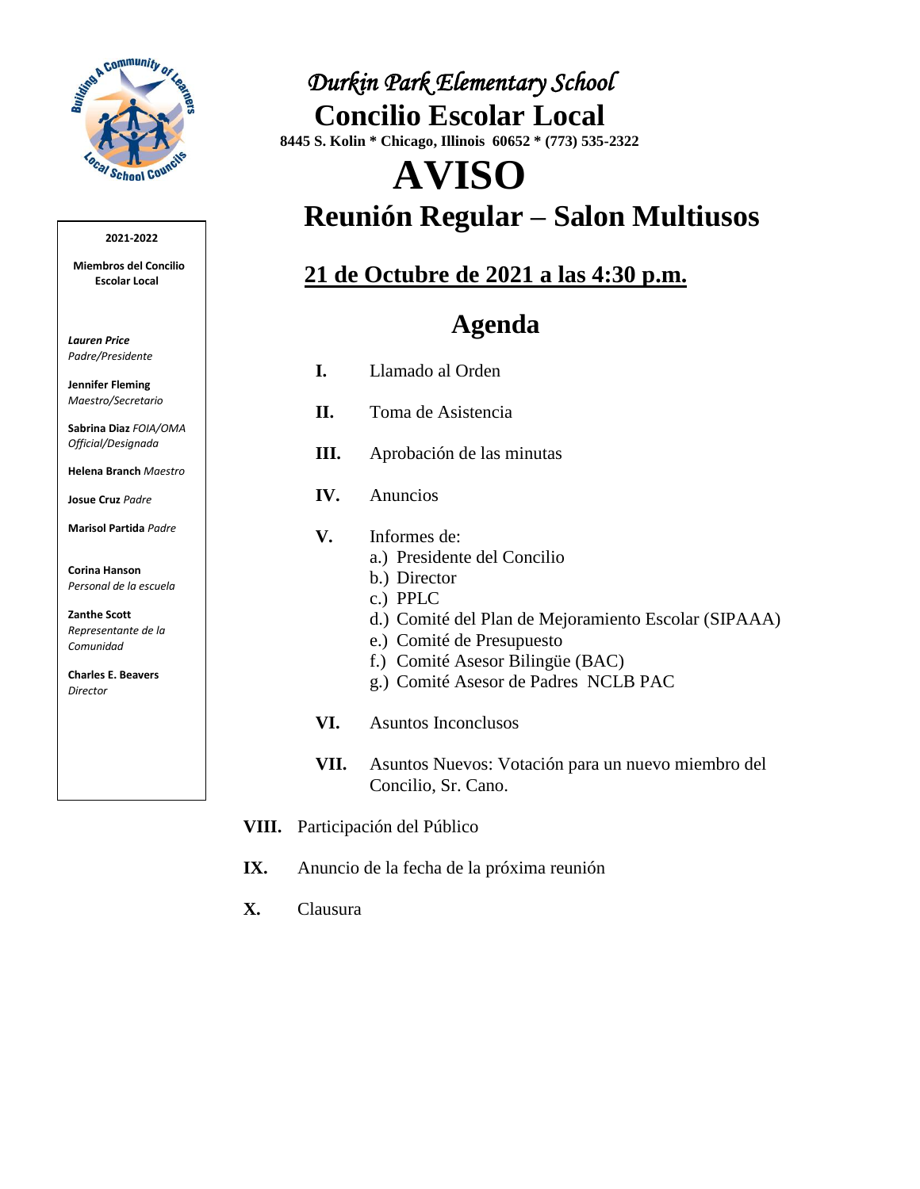*Durkin Park Elementary School*

# Concilio Escolar Local

**8445 S. Kolin * Chicago, Illinois 60652 * (773) 535-2322**

# AVISO

## Reunión Regular – Salon Multiusos

**<u>21 de Octubre de 2021 a las 4:30 p.m.</u>**

**2021-2022**

**Miembros del Concilio Escolar Local**

***Lauren Price***
*Padre/Presidente*

**Jennifer Fleming**
*Maestro/Secretario*

**Sabrina Diaz** *FOIA/OMA Official/Designada*

**Helena Branch** *Maestro*

**Josue Cruz** *Padre*

**Marisol Partida** *Padre*

**Corina Hanson**
*Personal de la escuela*

**Zanthe Scott**
*Representante de la Comunidad*

**Charles E. Beavers**
*Director*

## Agenda

**I.** Llamado al Orden

**II.** Toma de Asistencia

**III.** Aprobación de las minutas

**IV.** Anuncios

**V.** Informes de:
- a.) Presidente del Concilio
- b.) Director
- c.) PPLC
- d.) Comité del Plan de Mejoramiento Escolar (SIPAAA)
- e.) Comité de Presupuesto
- f.) Comité Asesor Bilingüe (BAC)
- g.) Comité Asesor de Padres NCLB PAC

**VI.** Asuntos Inconclusos

**VII.** Asuntos Nuevos: Votación para un nuevo miembro del Concilio, Sr. Cano.

**VIII.** Participación del Público

**IX.** Anuncio de la fecha de la próxima reunión

**X.** Clausura